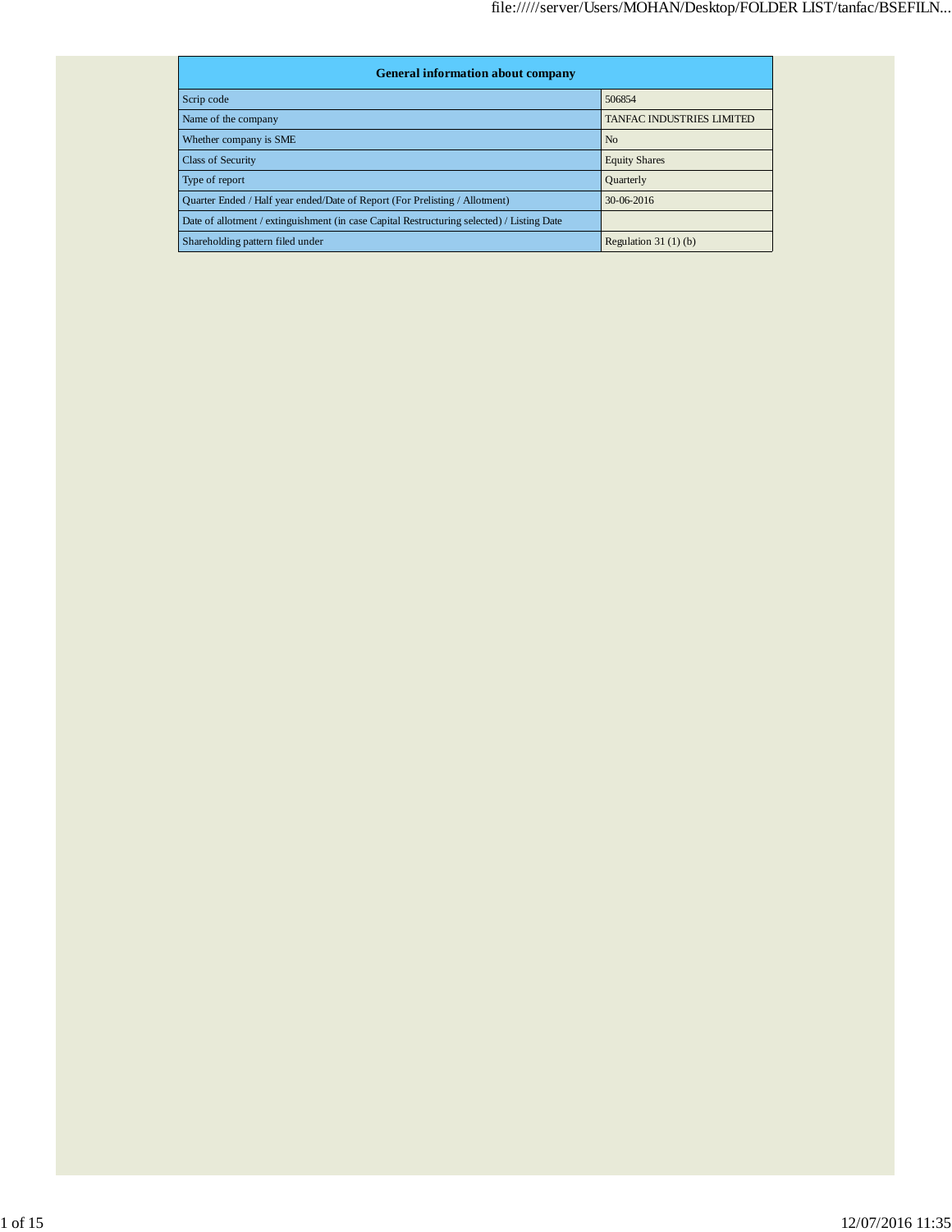| General information about company | |
|---|---|
| Scrip code | 506854 |
| Name of the company | TANFAC INDUSTRIES LIMITED |
| Whether company is SME | No |
| Class of Security | Equity Shares |
| Type of report | Quarterly |
| Quarter Ended / Half year ended/Date of Report (For Prelisting / Allotment) | 30-06-2016 |
| Date of allotment / extinguishment (in case Capital Restructuring selected) / Listing Date | |
| Shareholding pattern filed under | Regulation 31 (1) (b) |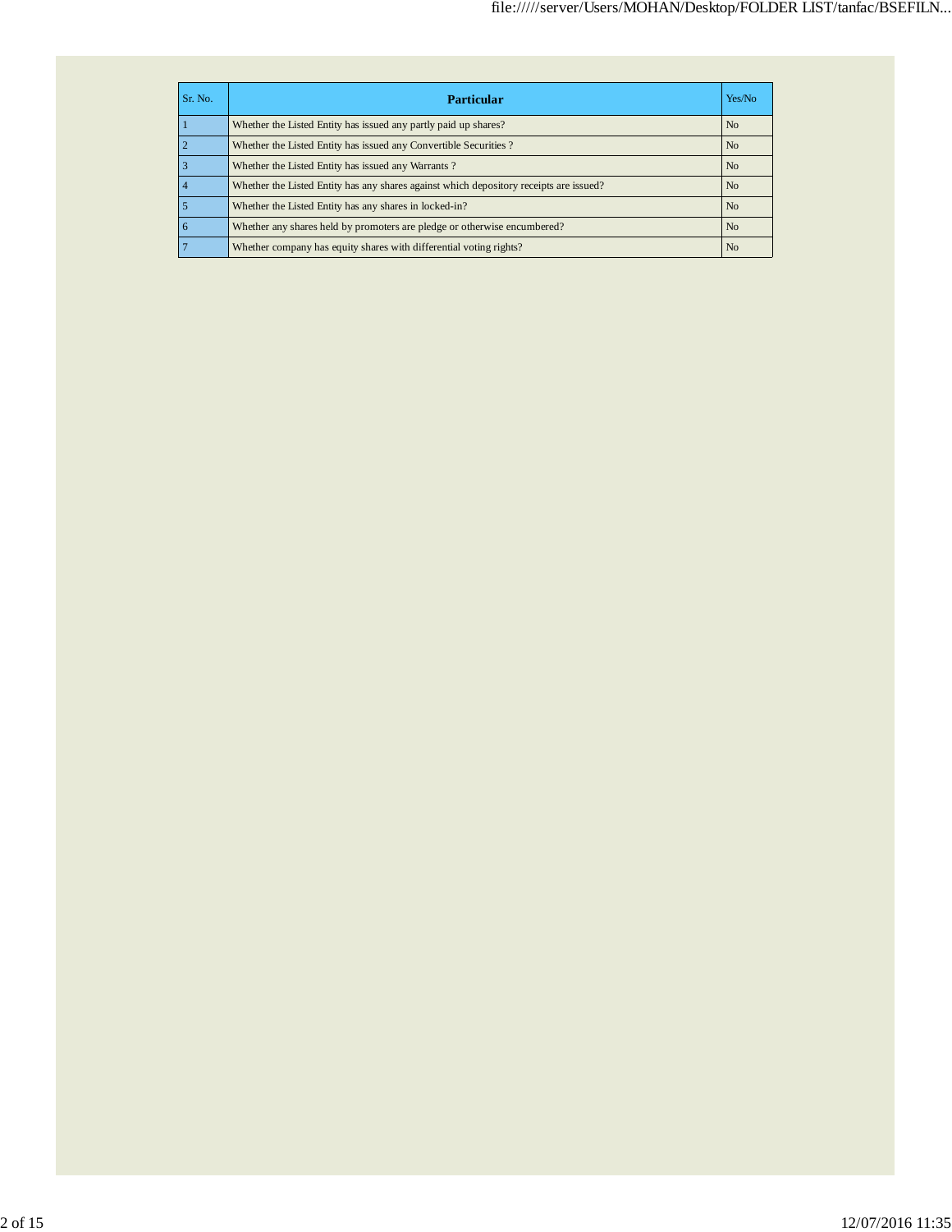| Sr. No. | Particular | Yes/No |
|---|---|---|
| 1 | Whether the Listed Entity has issued any partly paid up shares? | No |
| 2 | Whether the Listed Entity has issued any Convertible Securities ? | No |
| 3 | Whether the Listed Entity has issued any Warrants ? | No |
| 4 | Whether the Listed Entity has any shares against which depository receipts are issued? | No |
| 5 | Whether the Listed Entity has any shares in locked-in? | No |
| 6 | Whether any shares held by promoters are pledge or otherwise encumbered? | No |
| 7 | Whether company has equity shares with differential voting rights? | No |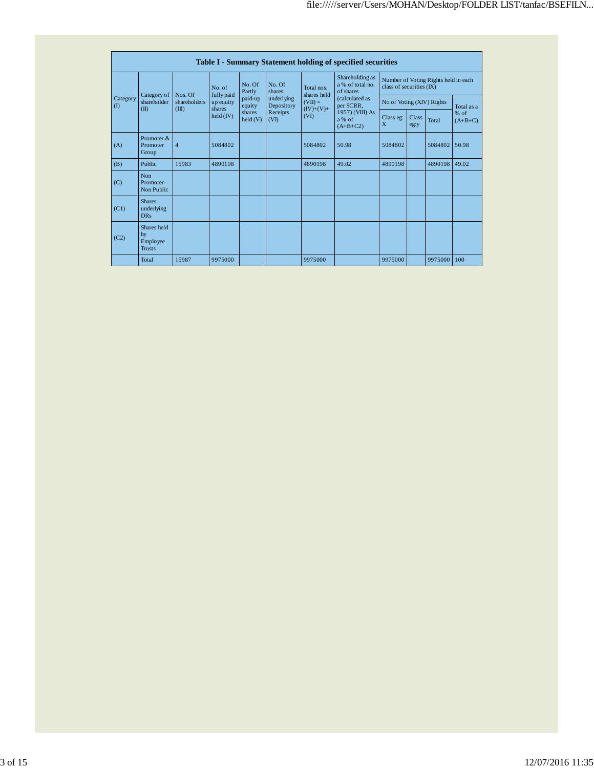## Table I - Summary Statement holding of specified securities

| Category (I) | Category of shareholder (II) | Nos. Of shareholders (III) | No. of fully paid up equity shares held (IV) | No. Of Partly paid-up equity shares held (V) | No. Of shares underlying Depository Receipts (VI) | Total nos. shares held (VII) = (IV)+(V)+ (VI) | Shareholding as a % of total no. of shares (calculated as per SCRR, 1957) (VIII) As a % of (A+B+C2) | Number of Voting Rights held in each class of securities (IX) | | | |
|---|---|---|---|---|---|---|---|---|---|---|---|
| | | | | | | | | No of Voting (XIV) Rights | | | Total as a % of (A+B+C) |
| | | | | | | | | Class eg: X | Class eg:y | Total | |
| (A) | Promoter & Promoter Group | 4 | 5084802 | | | 5084802 | 50.98 | 5084802 | | 5084802 | 50.98 |
| (B) | Public | 15983 | 4890198 | | | 4890198 | 49.02 | 4890198 | | 4890198 | 49.02 |
| (C) | Non Promoter- Non Public | | | | | | | | | | |
| (C1) | Shares underlying DRs | | | | | | | | | | |
| (C2) | Shares held by Employee Trusts | | | | | | | | | | |
| | Total | 15987 | 9975000 | | | 9975000 | | 9975000 | | 9975000 | 100 |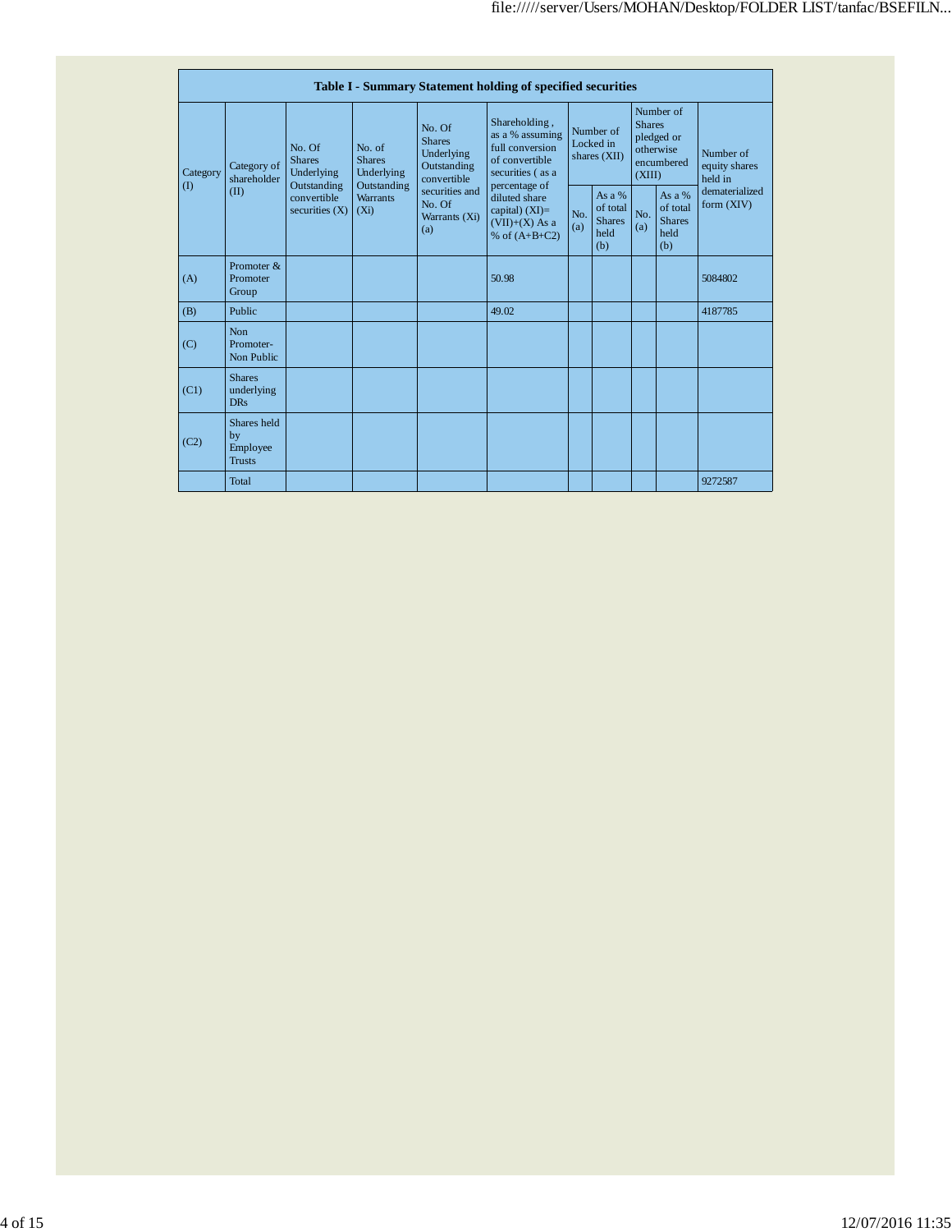| Table I - Summary Statement holding of specified securities | | | | | | | | | | |
|---|---|---|---|---|---|---|---|---|---|---|
| Category (I) | Category of shareholder (II) | No. Of Shares Underlying Outstanding convertible securities (X) | No. of Shares Underlying Outstanding Warrants (Xi) | No. Of Shares Underlying Outstanding convertible securities and No. Of Warrants (Xi) (a) | Shareholding , as a % assuming full conversion of convertible securities ( as a percentage of diluted share capital) (XI)= (VII)+(X) As a % of (A+B+C2) | Number of Locked in shares (XII) | | Number of Shares pledged or otherwise encumbered (XIII) | | Number of equity shares held in dematerialized form (XIV) |
| | | | | | | No. (a) | As a % of total Shares held (b) | No. (a) | As a % of total Shares held (b) | |
| (A) | Promoter & Promoter Group | | | | 50.98 | | | | | 5084802 |
| (B) | Public | | | | 49.02 | | | | | 4187785 |
| (C) | Non Promoter- Non Public | | | | | | | | | |
| (C1) | Shares underlying DRs | | | | | | | | | |
| (C2) | Shares held by Employee Trusts | | | | | | | | | |
| | Total | | | | | | | | | 9272587 |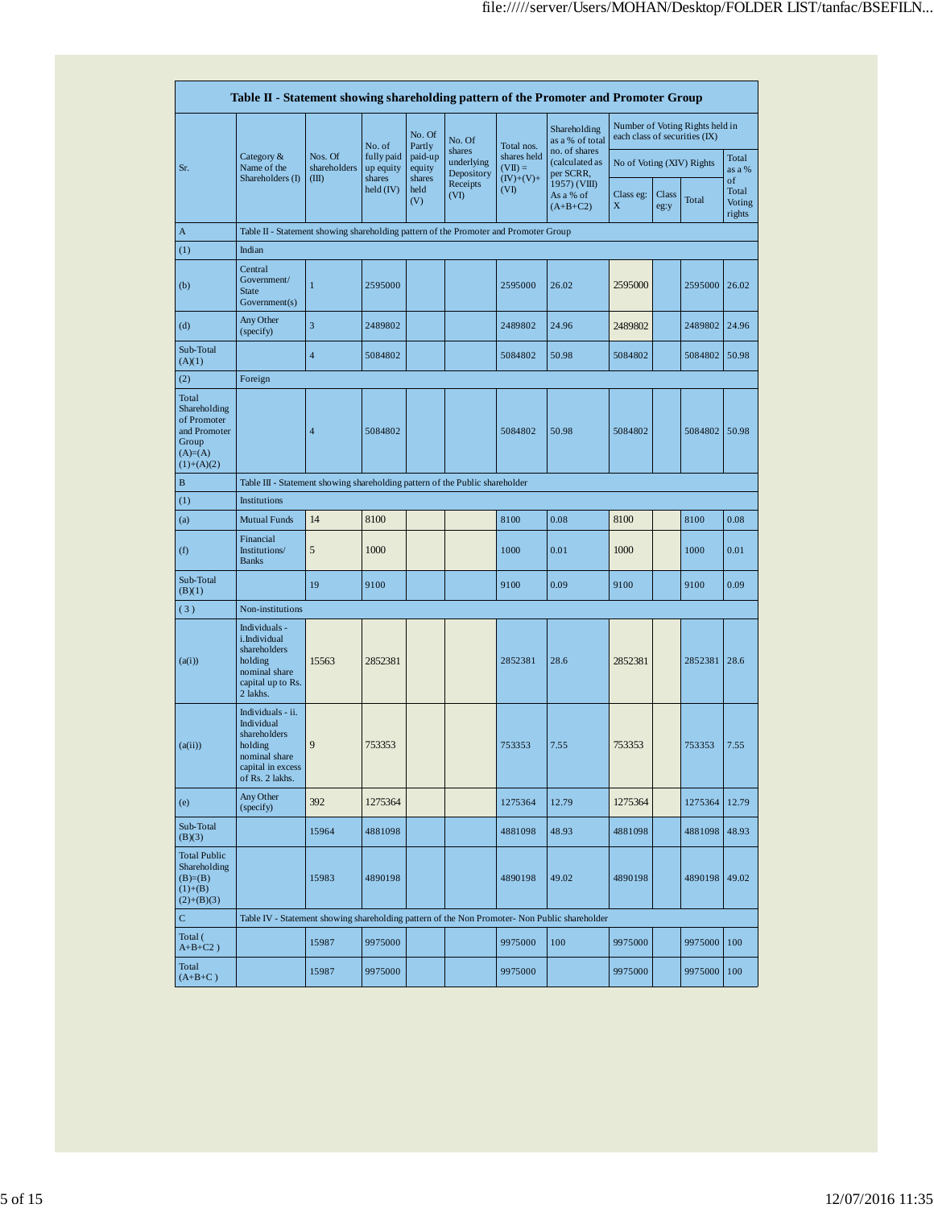| Table II - Statement showing shareholding pattern of the Promoter and Promoter Group | | | | | | | | | | | | |
|---|---|---|---|---|---|---|---|---|---|---|---|---|
| Sr. | Category & Name of the Shareholders (I) | Nos. Of shareholders (III) | No. of fully paid up equity shares held (IV) | No. Of Partly paid-up equity shares held (V) | No. Of shares underlying Depository Receipts (VI) | Total nos. shares held (VII) = (IV)+(V)+ (VI) | Shareholding as a % of total no. of shares (calculated as per SCRR, 1957) (VIII) As a % of (A+B+C2) | Number of Voting Rights held in each class of securities (IX) | | | |
| | | | | | | | | No of Voting (XIV) Rights | | | Total as a % of Total Voting rights |
| | | | | | | | | Class eg: X | Class eg:y | Total | |
| A | Table II - Statement showing shareholding pattern of the Promoter and Promoter Group | | | | | | | | | | |
| (1) | Indian | | | | | | | | | | |
| (b) | Central Government/ State Government(s) | 1 | 2595000 | | | 2595000 | 26.02 | 2595000 | | 2595000 | 26.02 |
| (d) | Any Other (specify) | 3 | 2489802 | | | 2489802 | 24.96 | 2489802 | | 2489802 | 24.96 |
| Sub-Total (A)(1) | | 4 | 5084802 | | | 5084802 | 50.98 | 5084802 | | 5084802 | 50.98 |
| (2) | Foreign | | | | | | | | | | |
| Total Shareholding of Promoter and Promoter Group (A)=(A)(1)+(A)(2) | | 4 | 5084802 | | | 5084802 | 50.98 | 5084802 | | 5084802 | 50.98 |
| B | Table III - Statement showing shareholding pattern of the Public shareholder | | | | | | | | | | |
| (1) | Institutions | | | | | | | | | | |
| (a) | Mutual Funds | 14 | 8100 | | | 8100 | 0.08 | 8100 | | 8100 | 0.08 |
| (f) | Financial Institutions/ Banks | 5 | 1000 | | | 1000 | 0.01 | 1000 | | 1000 | 0.01 |
| Sub-Total (B)(1) | | 19 | 9100 | | | 9100 | 0.09 | 9100 | | 9100 | 0.09 |
| ( 3 ) | Non-institutions | | | | | | | | | | |
| (a(i)) | Individuals - i.Individual shareholders holding nominal share capital up to Rs. 2 lakhs. | 15563 | 2852381 | | | 2852381 | 28.6 | 2852381 | | 2852381 | 28.6 |
| (a(ii)) | Individuals - ii. Individual shareholders holding nominal share capital in excess of Rs. 2 lakhs. | 9 | 753353 | | | 753353 | 7.55 | 753353 | | 753353 | 7.55 |
| (e) | Any Other (specify) | 392 | 1275364 | | | 1275364 | 12.79 | 1275364 | | 1275364 | 12.79 |
| Sub-Total (B)(3) | | 15964 | 4881098 | | | 4881098 | 48.93 | 4881098 | | 4881098 | 48.93 |
| Total Public Shareholding (B)=(B)(1)+(B)(2)+(B)(3) | | 15983 | 4890198 | | | 4890198 | 49.02 | 4890198 | | 4890198 | 49.02 |
| C | Table IV - Statement showing shareholding pattern of the Non Promoter- Non Public shareholder | | | | | | | | | | |
| Total ( A+B+C2 ) | | 15987 | 9975000 | | | 9975000 | 100 | 9975000 | | 9975000 | 100 |
| Total (A+B+C ) | | 15987 | 9975000 | | | 9975000 | | 9975000 | | 9975000 | 100 |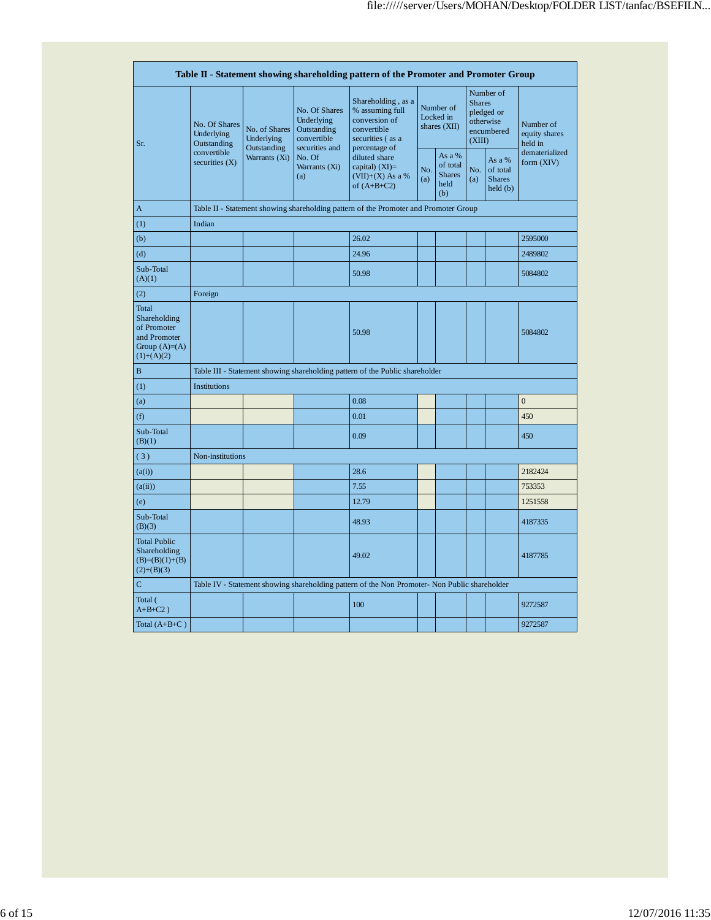| Table II - Statement showing shareholding pattern of the Promoter and Promoter Group | | | | | | | | | |
|---|---|---|---|---|---|---|---|---|---|
| Sr. | No. Of Shares Underlying Outstanding convertible securities (X) | No. of Shares Underlying Outstanding Warrants (Xi) | No. Of Shares Underlying Outstanding convertible securities and No. Of Warrants (Xi) (a) | Shareholding , as a % assuming full conversion of convertible securities ( as a percentage of diluted share capital) (XI)= (VII)+(X) As a % of (A+B+C2) | Number of Locked in shares (XII) | | Number of Shares pledged or otherwise encumbered (XIII) | | Number of equity shares held in dematerialized form (XIV) |
| | | | | | No. (a) | As a % of total Shares held (b) | No. (a) | As a % of total Shares held (b) | |
| A | Table II - Statement showing shareholding pattern of the Promoter and Promoter Group | | | | | | | | |
| (1) | Indian | | | | | | | | |
| (b) | | | | 26.02 | | | | | 2595000 |
| (d) | | | | 24.96 | | | | | 2489802 |
| Sub-Total (A)(1) | | | | 50.98 | | | | | 5084802 |
| (2) | Foreign | | | | | | | | |
| Total Shareholding of Promoter and Promoter Group (A)=(A)(1)+(A)(2) | | | | 50.98 | | | | | 5084802 |
| B | Table III - Statement showing shareholding pattern of the Public shareholder | | | | | | | | |
| (1) | Institutions | | | | | | | | |
| (a) | | | | 0.08 | | | | | 0 |
| (f) | | | | 0.01 | | | | | 450 |
| Sub-Total (B)(1) | | | | 0.09 | | | | | 450 |
| ( 3 ) | Non-institutions | | | | | | | | |
| (a(i)) | | | | 28.6 | | | | | 2182424 |
| (a(ii)) | | | | 7.55 | | | | | 753353 |
| (e) | | | | 12.79 | | | | | 1251558 |
| Sub-Total (B)(3) | | | | 48.93 | | | | | 4187335 |
| Total Public Shareholding (B)=(B)(1)+(B)(2)+(B)(3) | | | | 49.02 | | | | | 4187785 |
| C | Table IV - Statement showing shareholding pattern of the Non Promoter- Non Public shareholder | | | | | | | | |
| Total ( A+B+C2 ) | | | | 100 | | | | | 9272587 |
| Total (A+B+C ) | | | | | | | | | 9272587 |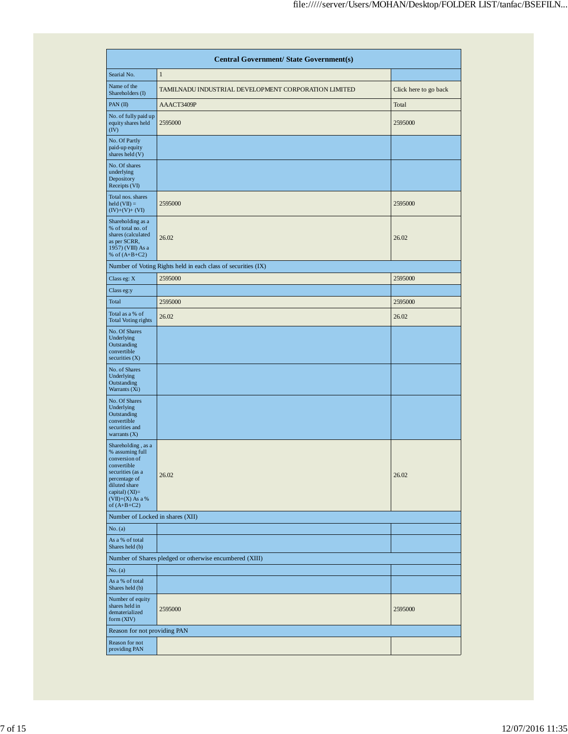| Central Government/ State Government(s) | | |
|---|---|---|
| Searial No. | 1 | |
| Name of the Shareholders (I) | TAMILNADU INDUSTRIAL DEVELOPMENT CORPORATION LIMITED | Click here to go back |
| PAN (II) | AAACT3409P | Total |
| No. of fully paid up equity shares held (IV) | 2595000 | 2595000 |
| No. Of Partly paid-up equity shares held (V) | | |
| No. Of shares underlying Depository Receipts (VI) | | |
| Total nos. shares held (VII) = (IV)+(V)+ (VI) | 2595000 | 2595000 |
| Shareholding as a % of total no. of shares (calculated as per SCRR, 1957) (VIII) As a % of (A+B+C2) | 26.02 | 26.02 |
| Number of Voting Rights held in each class of securities (IX) | | |
| Class eg: X | 2595000 | 2595000 |
| Class eg:y | | |
| Total | 2595000 | 2595000 |
| Total as a % of Total Voting rights | 26.02 | 26.02 |
| No. Of Shares Underlying Outstanding convertible securities (X) | | |
| No. of Shares Underlying Outstanding Warrants (Xi) | | |
| No. Of Shares Underlying Outstanding convertible securities and warrants (X) | | |
| Shareholding , as a % assuming full conversion of convertible securities (as a percentage of diluted share capital) (XI)= (VII)+(X) As a % of (A+B+C2) | 26.02 | 26.02 |
| Number of Locked in shares (XII) | | |
| No. (a) | | |
| As a % of total Shares held (b) | | |
| Number of Shares pledged or otherwise encumbered (XIII) | | |
| No. (a) | | |
| As a % of total Shares held (b) | | |
| Number of equity shares held in dematerialized form (XIV) | 2595000 | 2595000 |
| Reason for not providing PAN | | |
| Reason for not providing PAN | | |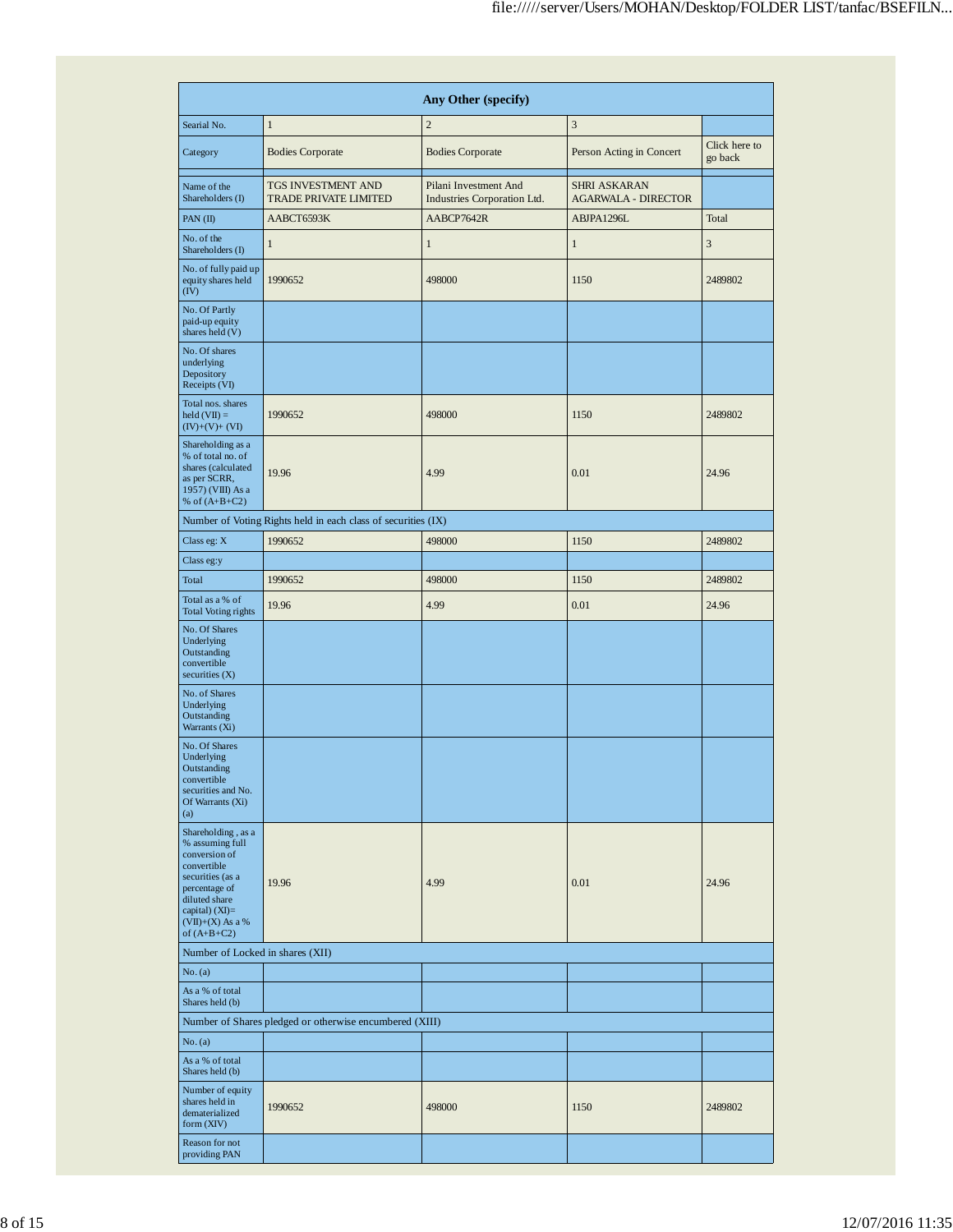| Any Other (specify) | | | | |
|---|---|---|---|---|
| Searial No. | 1 | 2 | 3 | |
| Category | Bodies Corporate | Bodies Corporate | Person Acting in Concert | Click here to go back |
| | | | | |
| Name of the Shareholders (I) | TGS INVESTMENT AND TRADE PRIVATE LIMITED | Pilani Investment And Industries Corporation Ltd. | SHRI ASKARAN AGARWALA - DIRECTOR | |
| PAN (II) | AABCT6593K | AABCP7642R | ABJPA1296L | Total |
| No. of the Shareholders (I) | 1 | 1 | 1 | 3 |
| No. of fully paid up equity shares held (IV) | 1990652 | 498000 | 1150 | 2489802 |
| No. Of Partly paid-up equity shares held (V) | | | | |
| No. Of shares underlying Depository Receipts (VI) | | | | |
| Total nos. shares held (VII) = (IV)+(V)+ (VI) | 1990652 | 498000 | 1150 | 2489802 |
| Shareholding as a % of total no. of shares (calculated as per SCRR, 1957) (VIII) As a % of (A+B+C2) | 19.96 | 4.99 | 0.01 | 24.96 |
| Number of Voting Rights held in each class of securities (IX) | | | | |
| Class eg: X | 1990652 | 498000 | 1150 | 2489802 |
| Class eg:y | | | | |
| Total | 1990652 | 498000 | 1150 | 2489802 |
| Total as a % of Total Voting rights | 19.96 | 4.99 | 0.01 | 24.96 |
| No. Of Shares Underlying Outstanding convertible securities (X) | | | | |
| No. of Shares Underlying Outstanding Warrants (Xi) | | | | |
| No. Of Shares Underlying Outstanding convertible securities and No. Of Warrants (Xi) (a) | | | | |
| Shareholding , as a % assuming full conversion of convertible securities (as a percentage of diluted share capital) (XI)= (VII)+(X) As a % of (A+B+C2) | 19.96 | 4.99 | 0.01 | 24.96 |
| Number of Locked in shares (XII) | | | | |
| No. (a) | | | | |
| As a % of total Shares held (b) | | | | |
| Number of Shares pledged or otherwise encumbered (XIII) | | | | |
| No. (a) | | | | |
| As a % of total Shares held (b) | | | | |
| Number of equity shares held in dematerialized form (XIV) | 1990652 | 498000 | 1150 | 2489802 |
| Reason for not providing PAN | | | | |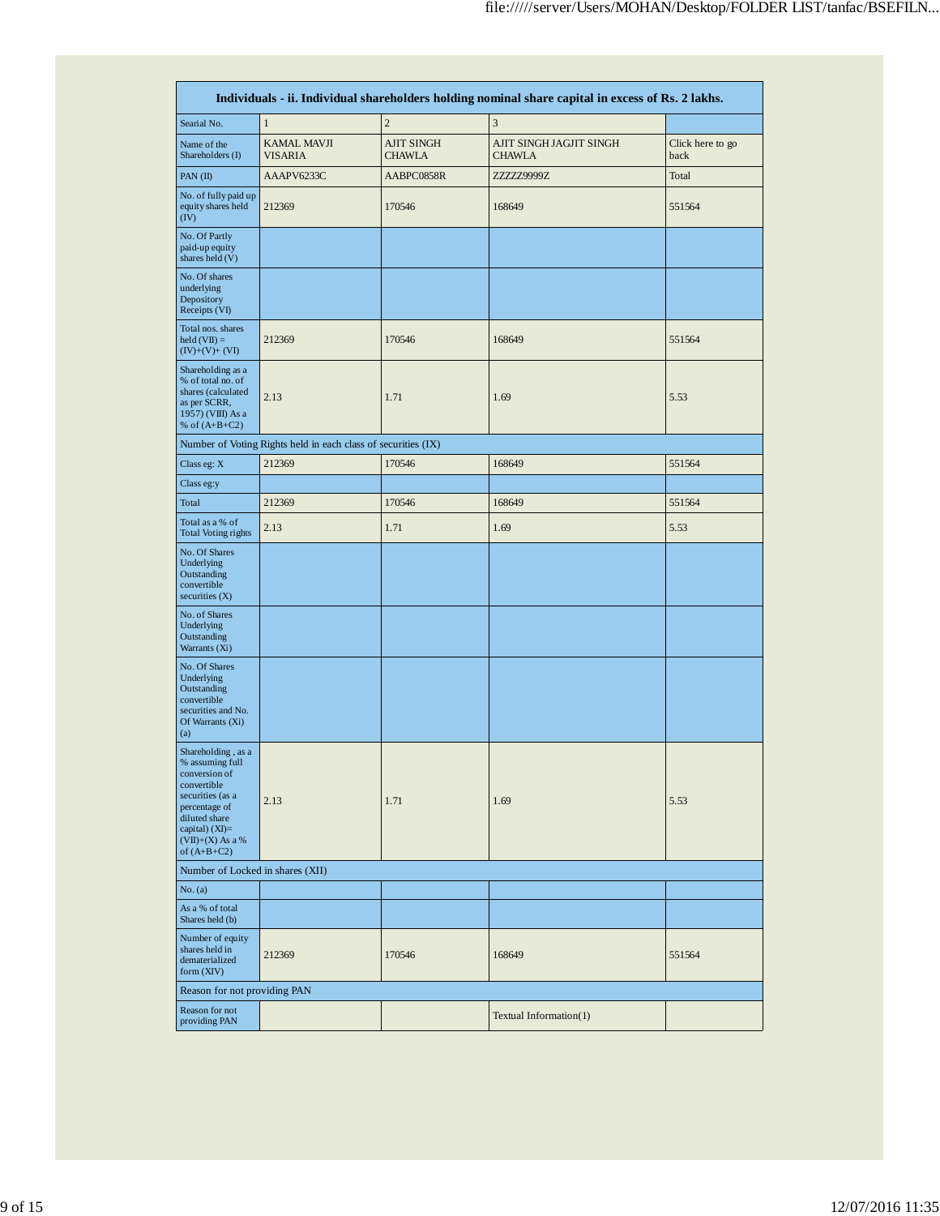| Individuals - ii. Individual shareholders holding nominal share capital in excess of Rs. 2 lakhs. | | | | |
|---|---|---|---|---|
| Searial No. | 1 | 2 | 3 | |
| Name of the Shareholders (I) | KAMAL MAVJI VISARIA | AJIT SINGH CHAWLA | AJIT SINGH JAGJIT SINGH CHAWLA | Click here to go back |
| PAN (II) | AAAPV6233C | AABPC0858R | ZZZZZ9999Z | Total |
| No. of fully paid up equity shares held (IV) | 212369 | 170546 | 168649 | 551564 |
| No. Of Partly paid-up equity shares held (V) | | | | |
| No. Of shares underlying Depository Receipts (VI) | | | | |
| Total nos. shares held (VII) = (IV)+(V)+ (VI) | 212369 | 170546 | 168649 | 551564 |
| Shareholding as a % of total no. of shares (calculated as per SCRR, 1957) (VIII) As a % of (A+B+C2) | 2.13 | 1.71 | 1.69 | 5.53 |
| Number of Voting Rights held in each class of securities (IX) | | | | |
| Class eg: X | 212369 | 170546 | 168649 | 551564 |
| Class eg:y | | | | |
| Total | 212369 | 170546 | 168649 | 551564 |
| Total as a % of Total Voting rights | 2.13 | 1.71 | 1.69 | 5.53 |
| No. Of Shares Underlying Outstanding convertible securities (X) | | | | |
| No. of Shares Underlying Outstanding Warrants (Xi) | | | | |
| No. Of Shares Underlying Outstanding convertible securities and No. Of Warrants (Xi) (a) | | | | |
| Shareholding , as a % assuming full conversion of convertible securities (as a percentage of diluted share capital) (XI)= (VII)+(X) As a % of (A+B+C2) | 2.13 | 1.71 | 1.69 | 5.53 |
| Number of Locked in shares (XII) | | | | |
| No. (a) | | | | |
| As a % of total Shares held (b) | | | | |
| Number of equity shares held in dematerialized form (XIV) | 212369 | 170546 | 168649 | 551564 |
| Reason for not providing PAN | | | | |
| Reason for not providing PAN | | | Textual Information(1) | |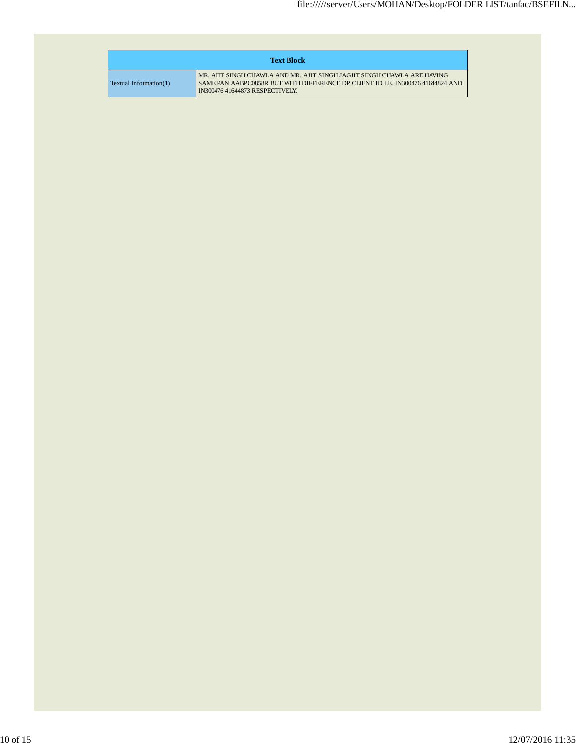| Text Block | |
|---|---|
| Textual Information(1) | MR. AJIT SINGH CHAWLA AND MR. AJIT SINGH JAGJIT SINGH CHAWLA ARE HAVING SAME PAN AABPC0858R BUT WITH DIFFERENCE DP CLIENT ID I.E. IN300476 41644824 AND IN300476 41644873 RESPECTIVELY. |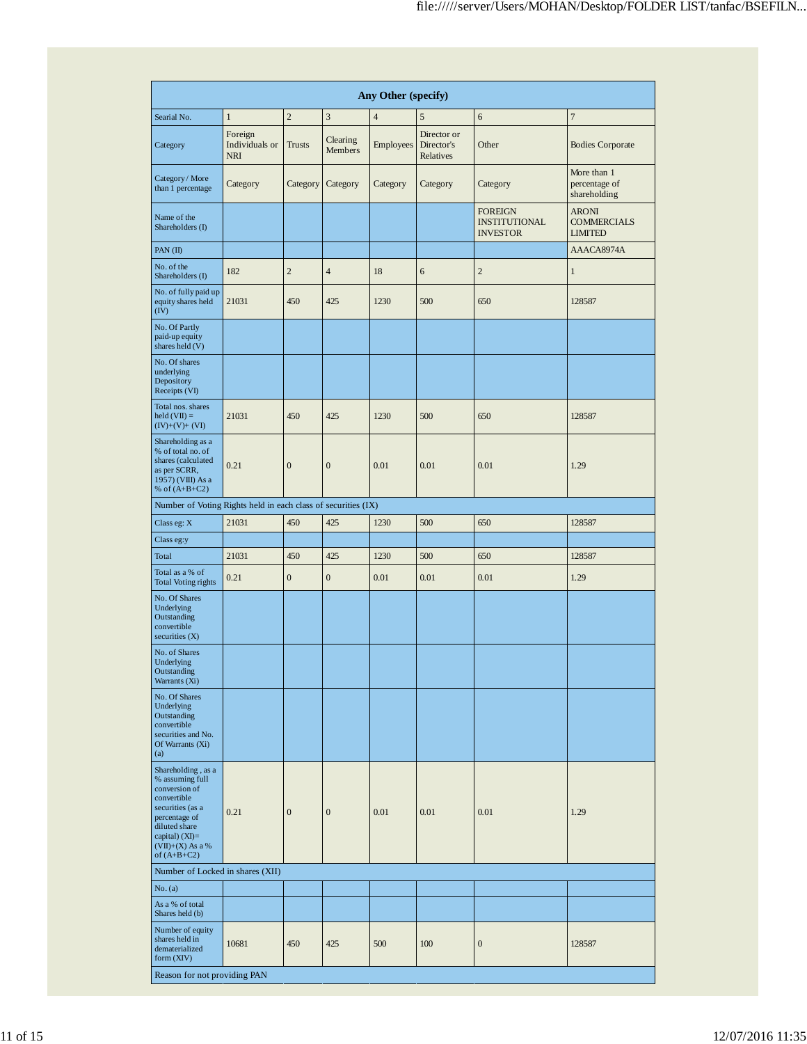| Any Other (specify) | | | | | | | |
|---|---|---|---|---|---|---|---|
| Searial No. | 1 | 2 | 3 | 4 | 5 | 6 | 7 |
| Category | Foreign Individuals or NRI | Trusts | Clearing Members | Employees | Director or Director's Relatives | Other | Bodies Corporate |
| Category / More than 1 percentage | Category | Category | Category | Category | Category | Category | More than 1 percentage of shareholding |
| Name of the Shareholders (I) | | | | | | FOREIGN INSTITUTIONAL INVESTOR | ARONI COMMERCIALS LIMITED |
| PAN (II) | | | | | | | AAACA8974A |
| No. of the Shareholders (I) | 182 | 2 | 4 | 18 | 6 | 2 | 1 |
| No. of fully paid up equity shares held (IV) | 21031 | 450 | 425 | 1230 | 500 | 650 | 128587 |
| No. Of Partly paid-up equity shares held (V) | | | | | | | |
| No. Of shares underlying Depository Receipts (VI) | | | | | | | |
| Total nos. shares held (VII) = (IV)+(V)+ (VI) | 21031 | 450 | 425 | 1230 | 500 | 650 | 128587 |
| Shareholding as a % of total no. of shares (calculated as per SCRR, 1957) (VIII) As a % of (A+B+C2) | 0.21 | 0 | 0 | 0.01 | 0.01 | 0.01 | 1.29 |
| Number of Voting Rights held in each class of securities (IX) | | | | | | | |
| Class eg: X | 21031 | 450 | 425 | 1230 | 500 | 650 | 128587 |
| Class eg:y | | | | | | | |
| Total | 21031 | 450 | 425 | 1230 | 500 | 650 | 128587 |
| Total as a % of Total Voting rights | 0.21 | 0 | 0 | 0.01 | 0.01 | 0.01 | 1.29 |
| No. Of Shares Underlying Outstanding convertible securities (X) | | | | | | | |
| No. of Shares Underlying Outstanding Warrants (Xi) | | | | | | | |
| No. Of Shares Underlying Outstanding convertible securities and No. Of Warrants (Xi) (a) | | | | | | | |
| Shareholding , as a % assuming full conversion of convertible securities (as a percentage of diluted share capital) (XI)= (VII)+(X) As a % of (A+B+C2) | 0.21 | 0 | 0 | 0.01 | 0.01 | 0.01 | 1.29 |
| Number of Locked in shares (XII) | | | | | | | |
| No. (a) | | | | | | | |
| As a % of total Shares held (b) | | | | | | | |
| Number of equity shares held in dematerialized form (XIV) | 10681 | 450 | 425 | 500 | 100 | 0 | 128587 |
| Reason for not providing PAN | | | | | | | |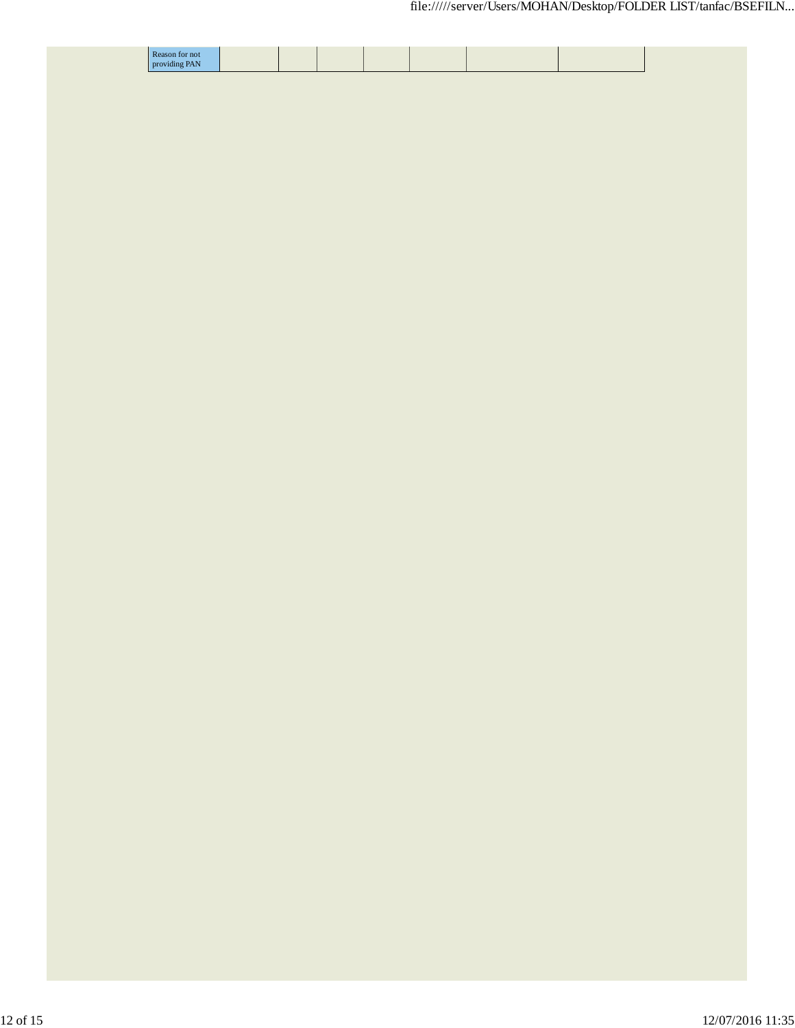| Reason for not providing PAN | | | | | | | |
|---|---|---|---|---|---|---|---|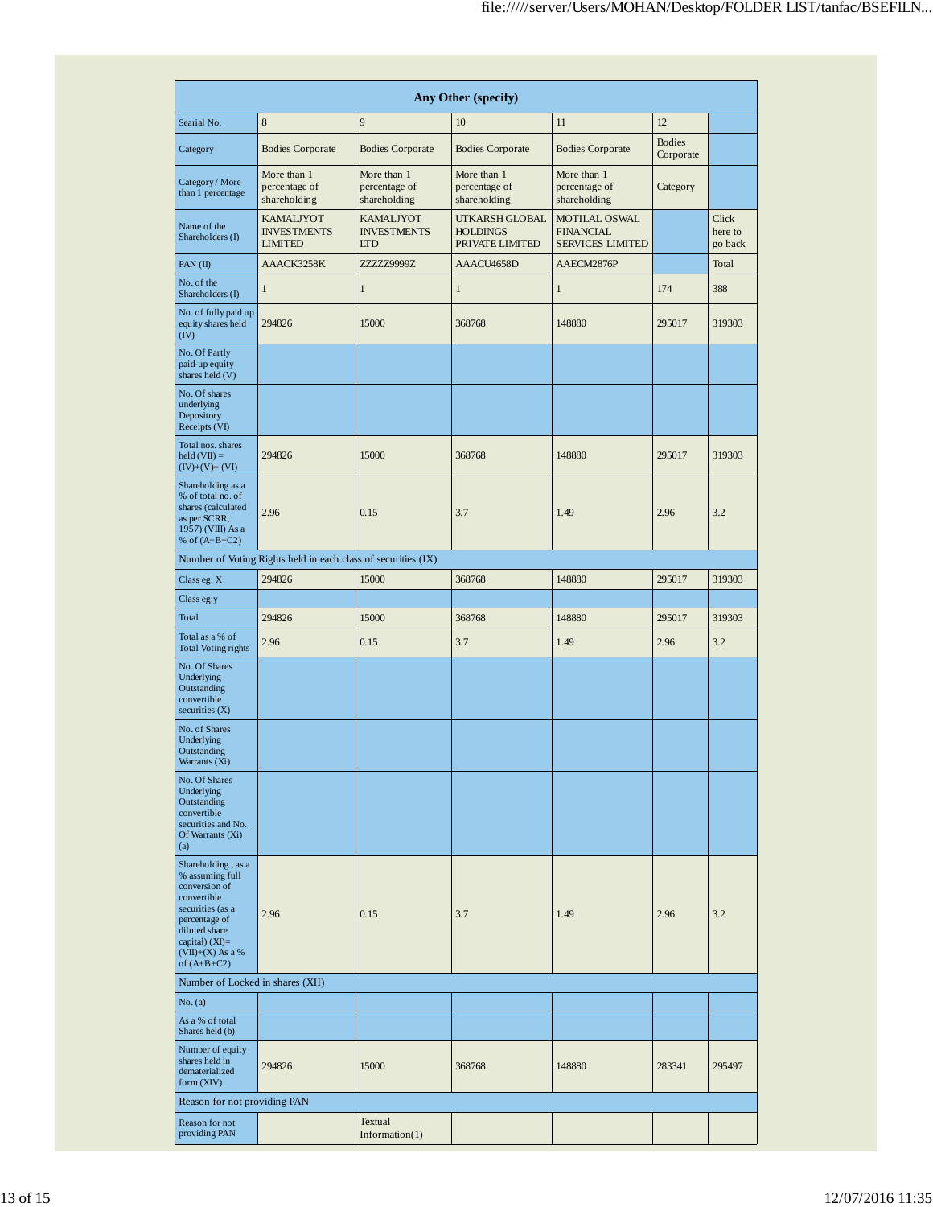| Any Other (specify) | | | | | | |
|---|---|---|---|---|---|---|
| Searial No. | 8 | 9 | 10 | 11 | 12 | |
| Category | Bodies Corporate | Bodies Corporate | Bodies Corporate | Bodies Corporate | Bodies Corporate | |
| Category / More than 1 percentage | More than 1 percentage of shareholding | More than 1 percentage of shareholding | More than 1 percentage of shareholding | More than 1 percentage of shareholding | Category | |
| Name of the Shareholders (I) | KAMALJYOT INVESTMENTS LIMITED | KAMALJYOT INVESTMENTS LTD | UTKARSH GLOBAL HOLDINGS PRIVATE LIMITED | MOTILAL OSWAL FINANCIAL SERVICES LIMITED | | Click here to go back |
| PAN (II) | AAACK3258K | ZZZZZ9999Z | AAACU4658D | AAECM2876P | | Total |
| No. of the Shareholders (I) | 1 | 1 | 1 | 1 | 174 | 388 |
| No. of fully paid up equity shares held (IV) | 294826 | 15000 | 368768 | 148880 | 295017 | 319303 |
| No. Of Partly paid-up equity shares held (V) | | | | | | |
| No. Of shares underlying Depository Receipts (VI) | | | | | | |
| Total nos. shares held (VII) = (IV)+(V)+ (VI) | 294826 | 15000 | 368768 | 148880 | 295017 | 319303 |
| Shareholding as a % of total no. of shares (calculated as per SCRR, 1957) (VIII) As a % of (A+B+C2) | 2.96 | 0.15 | 3.7 | 1.49 | 2.96 | 3.2 |
| Number of Voting Rights held in each class of securities (IX) | | | | | | |
| Class eg: X | 294826 | 15000 | 368768 | 148880 | 295017 | 319303 |
| Class eg:y | | | | | | |
| Total | 294826 | 15000 | 368768 | 148880 | 295017 | 319303 |
| Total as a % of Total Voting rights | 2.96 | 0.15 | 3.7 | 1.49 | 2.96 | 3.2 |
| No. Of Shares Underlying Outstanding convertible securities (X) | | | | | | |
| No. of Shares Underlying Outstanding Warrants (Xi) | | | | | | |
| No. Of Shares Underlying Outstanding convertible securities and No. Of Warrants (Xi) (a) | | | | | | |
| Shareholding , as a % assuming full conversion of convertible securities (as a percentage of diluted share capital) (XI)= (VII)+(X) As a % of (A+B+C2) | 2.96 | 0.15 | 3.7 | 1.49 | 2.96 | 3.2 |
| Number of Locked in shares (XII) | | | | | | |
| No. (a) | | | | | | |
| As a % of total Shares held (b) | | | | | | |
| Number of equity shares held in dematerialized form (XIV) | 294826 | 15000 | 368768 | 148880 | 283341 | 295497 |
| Reason for not providing PAN | | | | | | |
| Reason for not providing PAN | | Textual Information(1) | | | | |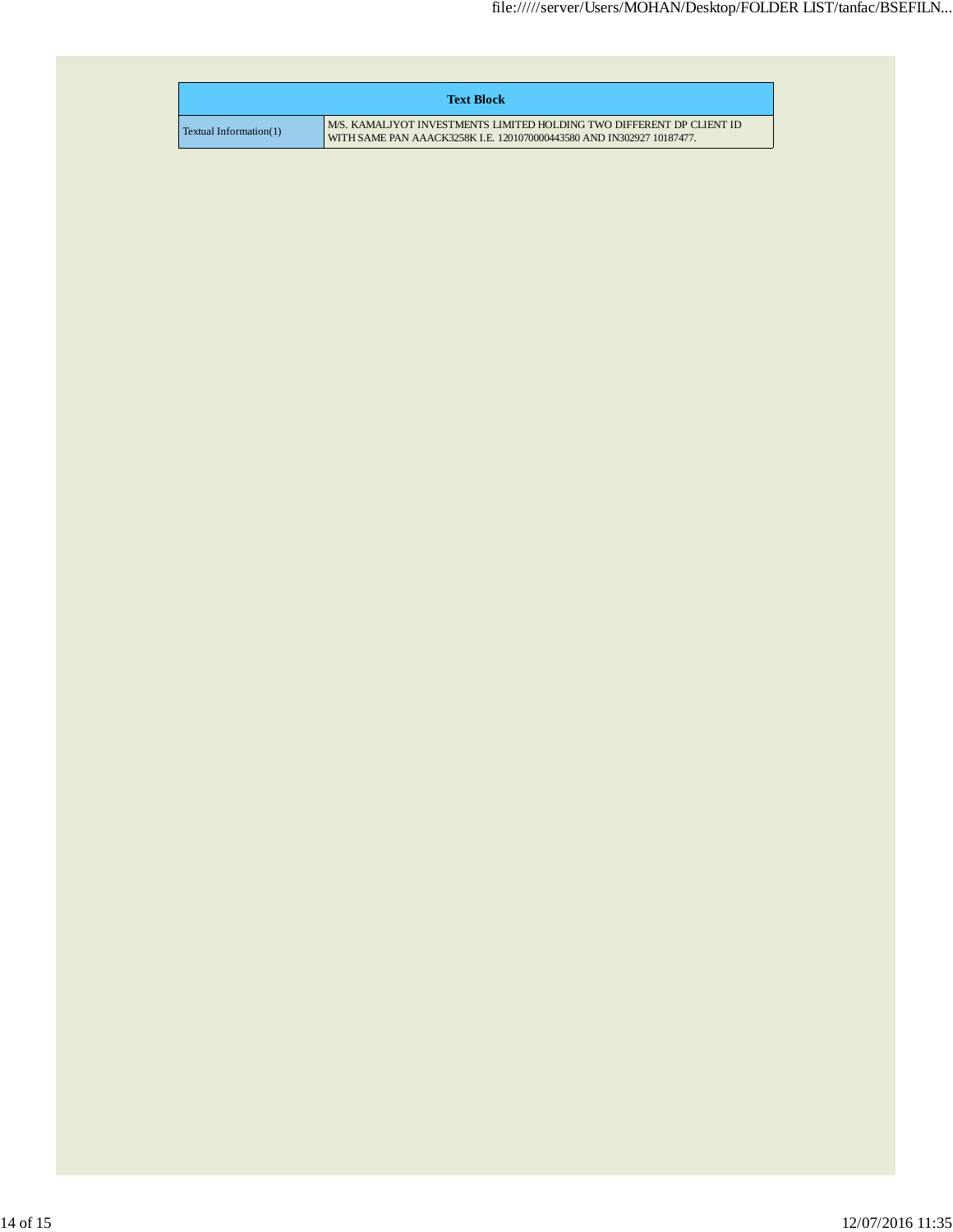| Text Block | |
|---|---|
| Textual Information(1) | M/S. KAMALJYOT INVESTMENTS LIMITED HOLDING TWO DIFFERENT DP CLIENT ID WITH SAME PAN AAACK3258K I.E. 1201070000443580 AND IN302927 10187477. |